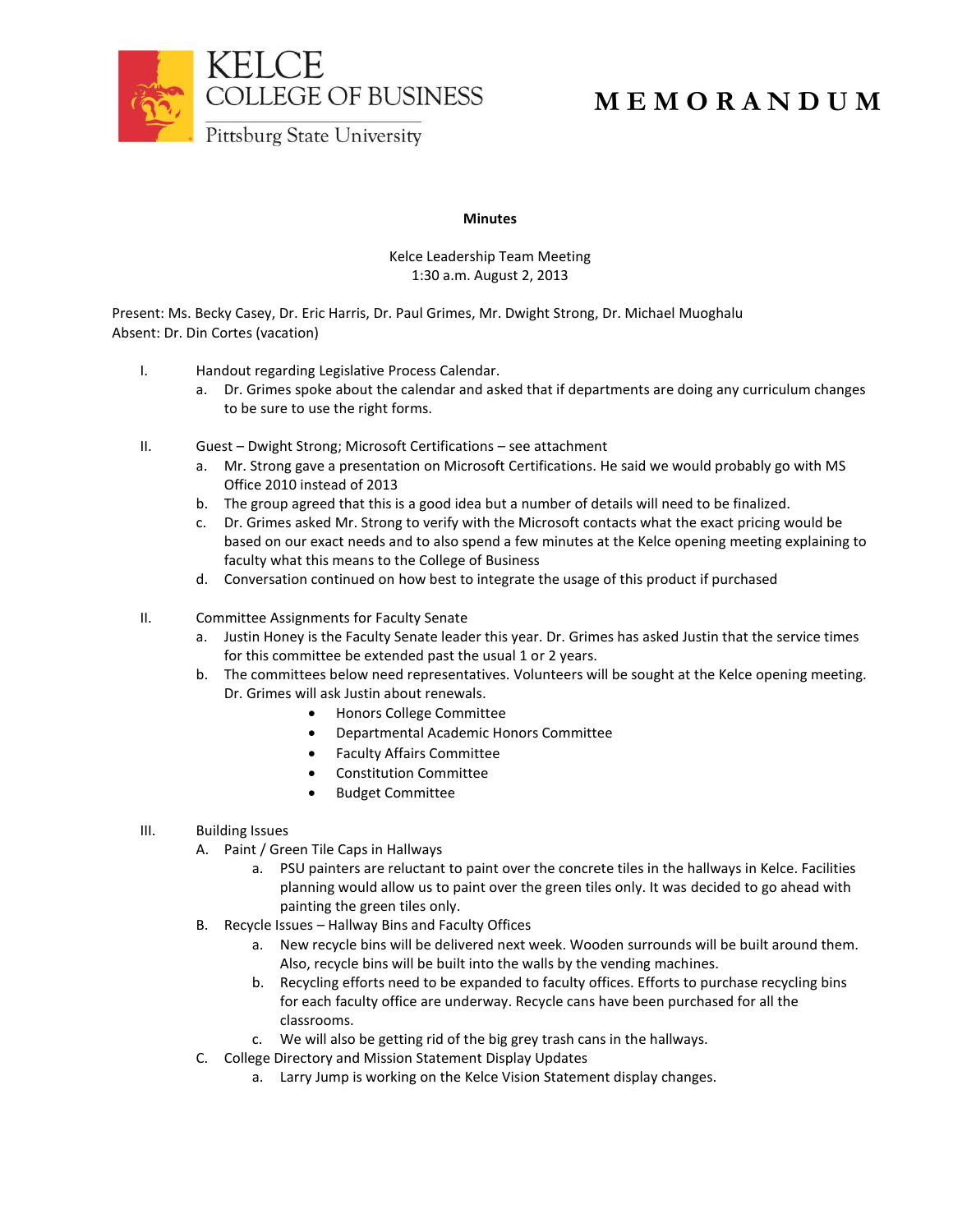KELCE COLLEGE OF BUSINESS
Pittsburg State University

# MEMORANDUM

**Minutes**

Kelce Leadership Team Meeting
1:30 a.m. August 2, 2013

Present: Ms. Becky Casey, Dr. Eric Harris, Dr. Paul Grimes, Mr. Dwight Strong, Dr. Michael Muoghalu
Absent: Dr. Din Cortes (vacation)

I. Handout regarding Legislative Process Calendar.
   a. Dr. Grimes spoke about the calendar and asked that if departments are doing any curriculum changes to be sure to use the right forms.

II. Guest – Dwight Strong; Microsoft Certifications – see attachment
   a. Mr. Strong gave a presentation on Microsoft Certifications. He said we would probably go with MS Office 2010 instead of 2013
   b. The group agreed that this is a good idea but a number of details will need to be finalized.
   c. Dr. Grimes asked Mr. Strong to verify with the Microsoft contacts what the exact pricing would be based on our exact needs and to also spend a few minutes at the Kelce opening meeting explaining to faculty what this means to the College of Business
   d. Conversation continued on how best to integrate the usage of this product if purchased

II. Committee Assignments for Faculty Senate
   a. Justin Honey is the Faculty Senate leader this year. Dr. Grimes has asked Justin that the service times for this committee be extended past the usual 1 or 2 years.
   b. The committees below need representatives. Volunteers will be sought at the Kelce opening meeting. Dr. Grimes will ask Justin about renewals.
      - Honors College Committee
      - Departmental Academic Honors Committee
      - Faculty Affairs Committee
      - Constitution Committee
      - Budget Committee

III. Building Issues
   A. Paint / Green Tile Caps in Hallways
      a. PSU painters are reluctant to paint over the concrete tiles in the hallways in Kelce. Facilities planning would allow us to paint over the green tiles only. It was decided to go ahead with painting the green tiles only.
   B. Recycle Issues – Hallway Bins and Faculty Offices
      a. New recycle bins will be delivered next week. Wooden surrounds will be built around them. Also, recycle bins will be built into the walls by the vending machines.
      b. Recycling efforts need to be expanded to faculty offices. Efforts to purchase recycling bins for each faculty office are underway. Recycle cans have been purchased for all the classrooms.
      c. We will also be getting rid of the big grey trash cans in the hallways.
   C. College Directory and Mission Statement Display Updates
      a. Larry Jump is working on the Kelce Vision Statement display changes.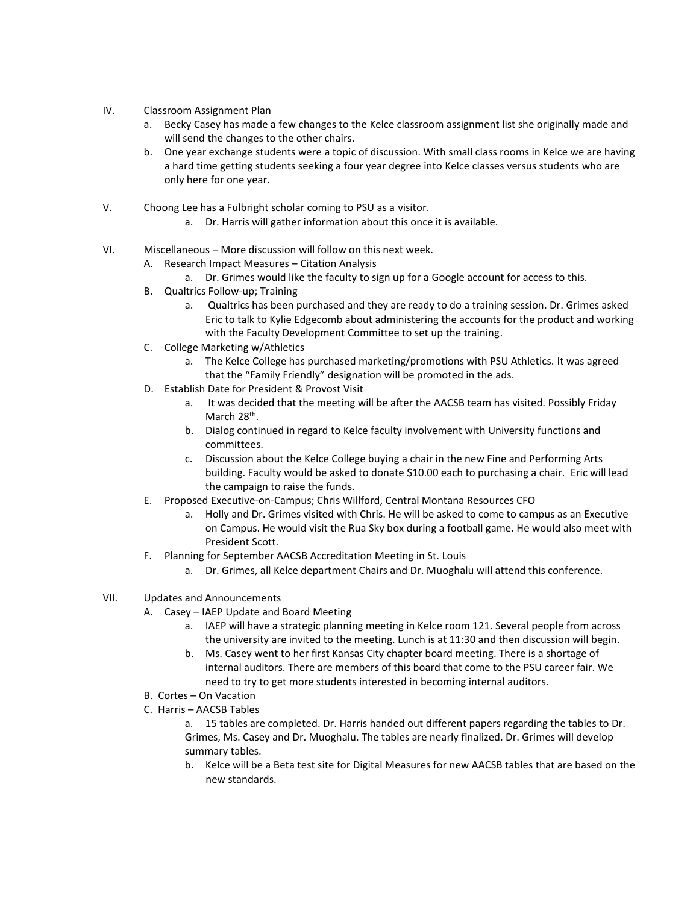IV. Classroom Assignment Plan
   a. Becky Casey has made a few changes to the Kelce classroom assignment list she originally made and will send the changes to the other chairs.
   b. One year exchange students were a topic of discussion. With small class rooms in Kelce we are having a hard time getting students seeking a four year degree into Kelce classes versus students who are only here for one year.

V. Choong Lee has a Fulbright scholar coming to PSU as a visitor.
   a. Dr. Harris will gather information about this once it is available.

VI. Miscellaneous – More discussion will follow on this next week.
   A. Research Impact Measures – Citation Analysis
      a. Dr. Grimes would like the faculty to sign up for a Google account for access to this.
   B. Qualtrics Follow-up; Training
      a. Qualtrics has been purchased and they are ready to do a training session. Dr. Grimes asked Eric to talk to Kylie Edgecomb about administering the accounts for the product and working with the Faculty Development Committee to set up the training.
   C. College Marketing w/Athletics
      a. The Kelce College has purchased marketing/promotions with PSU Athletics. It was agreed that the "Family Friendly" designation will be promoted in the ads.
   D. Establish Date for President & Provost Visit
      a. It was decided that the meeting will be after the AACSB team has visited. Possibly Friday March 28th.
      b. Dialog continued in regard to Kelce faculty involvement with University functions and committees.
      c. Discussion about the Kelce College buying a chair in the new Fine and Performing Arts building. Faculty would be asked to donate $10.00 each to purchasing a chair. Eric will lead the campaign to raise the funds.
   E. Proposed Executive-on-Campus; Chris Willford, Central Montana Resources CFO
      a. Holly and Dr. Grimes visited with Chris. He will be asked to come to campus as an Executive on Campus. He would visit the Rua Sky box during a football game. He would also meet with President Scott.
   F. Planning for September AACSB Accreditation Meeting in St. Louis
      a. Dr. Grimes, all Kelce department Chairs and Dr. Muoghalu will attend this conference.

VII. Updates and Announcements
   A. Casey – IAEP Update and Board Meeting
      a. IAEP will have a strategic planning meeting in Kelce room 121. Several people from across the university are invited to the meeting. Lunch is at 11:30 and then discussion will begin.
      b. Ms. Casey went to her first Kansas City chapter board meeting. There is a shortage of internal auditors. There are members of this board that come to the PSU career fair. We need to try to get more students interested in becoming internal auditors.
   B. Cortes – On Vacation
   C. Harris – AACSB Tables
      a. 15 tables are completed. Dr. Harris handed out different papers regarding the tables to Dr. Grimes, Ms. Casey and Dr. Muoghalu. The tables are nearly finalized. Dr. Grimes will develop summary tables.
      b. Kelce will be a Beta test site for Digital Measures for new AACSB tables that are based on the new standards.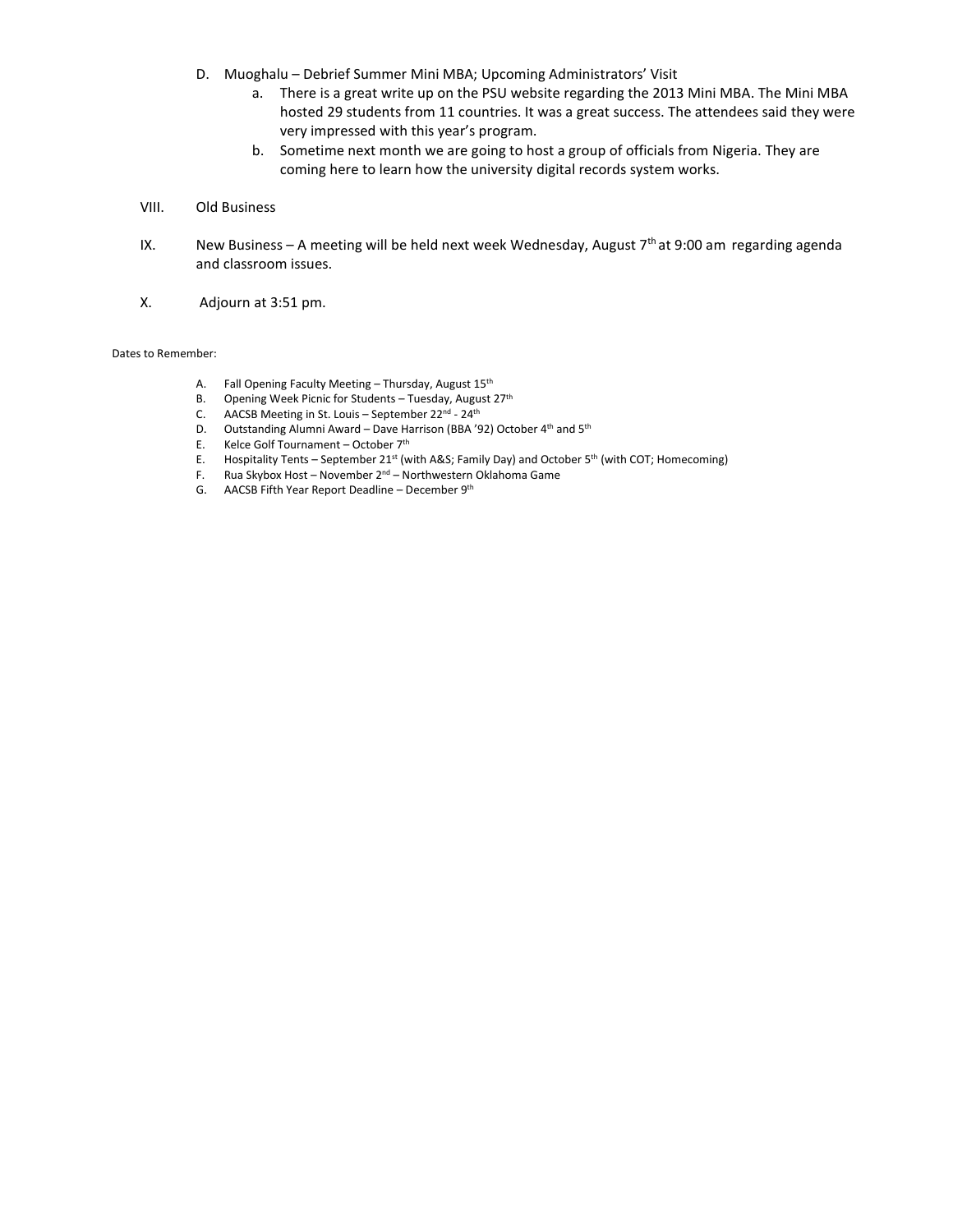D. Muoghalu – Debrief Summer Mini MBA; Upcoming Administrators' Visit

   a. There is a great write up on the PSU website regarding the 2013 Mini MBA. The Mini MBA hosted 29 students from 11 countries. It was a great success. The attendees said they were very impressed with this year's program.

   b. Sometime next month we are going to host a group of officials from Nigeria. They are coming here to learn how the university digital records system works.

VIII. Old Business

IX. New Business – A meeting will be held next week Wednesday, August 7th at 9:00 am regarding agenda and classroom issues.

X. Adjourn at 3:51 pm.

Dates to Remember:

A. Fall Opening Faculty Meeting – Thursday, August 15th
B. Opening Week Picnic for Students – Tuesday, August 27th
C. AACSB Meeting in St. Louis – September 22nd - 24th
D. Outstanding Alumni Award – Dave Harrison (BBA '92) October 4th and 5th
E. Kelce Golf Tournament – October 7th
E. Hospitality Tents – September 21st (with A&S; Family Day) and October 5th (with COT; Homecoming)
F. Rua Skybox Host – November 2nd – Northwestern Oklahoma Game
G. AACSB Fifth Year Report Deadline – December 9th